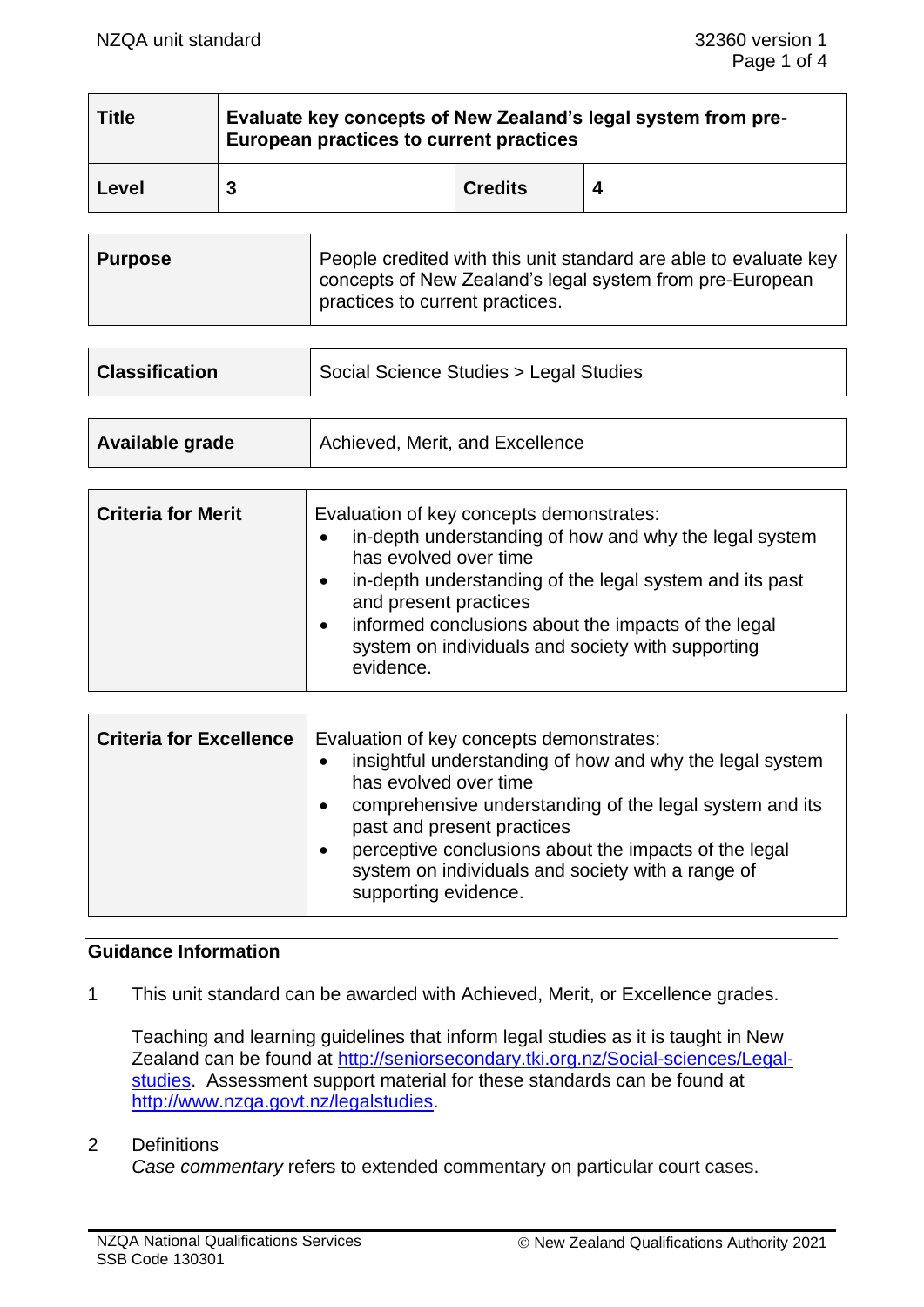| Title | Evaluate key concepts of New Zealand's legal system from pre-European practices to current practices | | |
|---|---|---|---|
| Level | 3 | Credits | 4 |

| Purpose | People credited with this unit standard are able to evaluate key concepts of New Zealand's legal system from pre-European practices to current practices. |
|---|---|

| Classification | Social Science Studies > Legal Studies |
|---|---|

| Available grade | Achieved, Merit, and Excellence |
|---|---|

| Criteria for Merit | Evaluation of key concepts demonstrates:<br>• in-depth understanding of how and why the legal system has evolved over time<br>• in-depth understanding of the legal system and its past and present practices<br>• informed conclusions about the impacts of the legal system on individuals and society with supporting evidence. |
|---|---|

| Criteria for Excellence | Evaluation of key concepts demonstrates:<br>• insightful understanding of how and why the legal system has evolved over time<br>• comprehensive understanding of the legal system and its past and present practices<br>• perceptive conclusions about the impacts of the legal system on individuals and society with a range of supporting evidence. |
|---|---|

## Guidance Information

1 This unit standard can be awarded with Achieved, Merit, or Excellence grades.

   Teaching and learning guidelines that inform legal studies as it is taught in New Zealand can be found at http://seniorsecondary.tki.org.nz/Social-sciences/Legal-studies. Assessment support material for these standards can be found at http://www.nzqa.govt.nz/legalstudies.

2 Definitions

   *Case commentary* refers to extended commentary on particular court cases.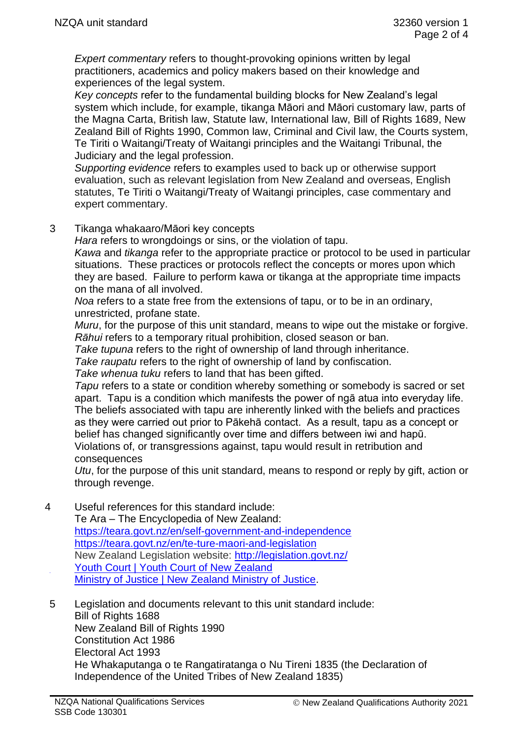*Expert commentary* refers to thought-provoking opinions written by legal practitioners, academics and policy makers based on their knowledge and experiences of the legal system.

*Key concepts* refer to the fundamental building blocks for New Zealand's legal system which include, for example, tikanga Māori and Māori customary law, parts of the Magna Carta, British law, Statute law, International law, Bill of Rights 1689, New Zealand Bill of Rights 1990, Common law, Criminal and Civil law, the Courts system, Te Tiriti o Waitangi/Treaty of Waitangi principles and the Waitangi Tribunal, the Judiciary and the legal profession.

*Supporting evidence* refers to examples used to back up or otherwise support evaluation, such as relevant legislation from New Zealand and overseas, English statutes, Te Tiriti o Waitangi/Treaty of Waitangi principles, case commentary and expert commentary.

3 Tikanga whakaaro/Māori key concepts

*Hara* refers to wrongdoings or sins, or the violation of tapu.

*Kawa* and *tikanga* refer to the appropriate practice or protocol to be used in particular situations. These practices or protocols reflect the concepts or mores upon which they are based. Failure to perform kawa or tikanga at the appropriate time impacts on the mana of all involved.

*Noa* refers to a state free from the extensions of tapu, or to be in an ordinary, unrestricted, profane state.

*Muru*, for the purpose of this unit standard, means to wipe out the mistake or forgive.

*Rāhui* refers to a temporary ritual prohibition, closed season or ban.

*Take tupuna* refers to the right of ownership of land through inheritance.

*Take raupatu* refers to the right of ownership of land by confiscation.

*Take whenua tuku* refers to land that has been gifted.

*Tapu* refers to a state or condition whereby something or somebody is sacred or set apart. Tapu is a condition which manifests the power of ngā atua into everyday life. The beliefs associated with tapu are inherently linked with the beliefs and practices as they were carried out prior to Pākehā contact. As a result, tapu as a concept or belief has changed significantly over time and differs between iwi and hapū. Violations of, or transgressions against, tapu would result in retribution and consequences

*Utu*, for the purpose of this unit standard, means to respond or reply by gift, action or through revenge.

4 Useful references for this standard include:

Te Ara – The Encyclopedia of New Zealand:
https://teara.govt.nz/en/self-government-and-independence
https://teara.govt.nz/en/te-ture-maori-and-legislation
New Zealand Legislation website: http://legislation.govt.nz/
Youth Court | Youth Court of New Zealand
Ministry of Justice | New Zealand Ministry of Justice.

5 Legislation and documents relevant to this unit standard include:

Bill of Rights 1688
New Zealand Bill of Rights 1990
Constitution Act 1986
Electoral Act 1993
He Whakaputanga o te Rangatiratanga o Nu Tireni 1835 (the Declaration of Independence of the United Tribes of New Zealand 1835)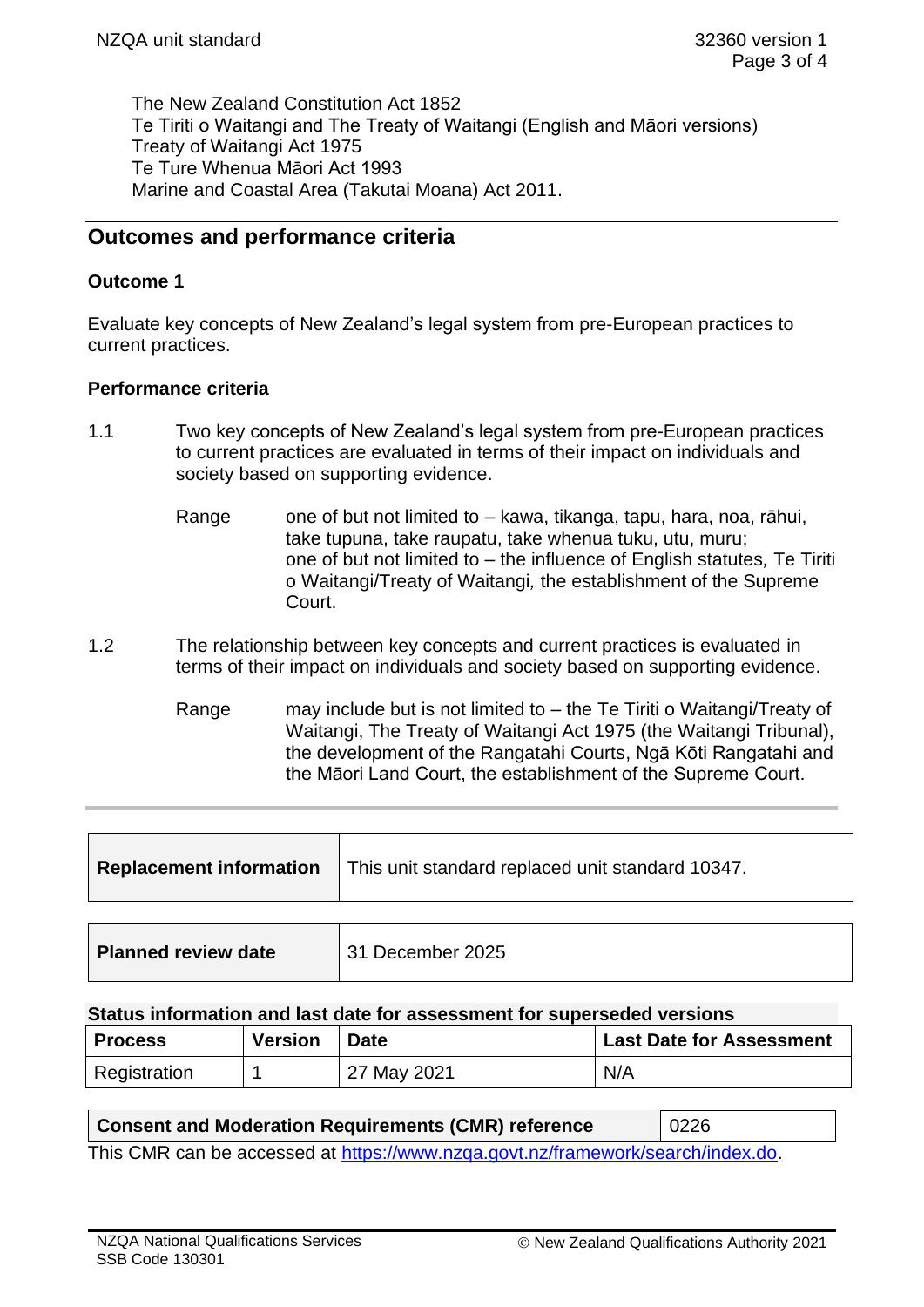The New Zealand Constitution Act 1852
Te Tiriti o Waitangi and The Treaty of Waitangi (English and Māori versions)
Treaty of Waitangi Act 1975
Te Ture Whenua Māori Act 1993
Marine and Coastal Area (Takutai Moana) Act 2011.

## Outcomes and performance criteria

### Outcome 1

Evaluate key concepts of New Zealand's legal system from pre-European practices to current practices.

### Performance criteria

1.1 Two key concepts of New Zealand's legal system from pre-European practices to current practices are evaluated in terms of their impact on individuals and society based on supporting evidence.

Range one of but not limited to – kawa, tikanga, tapu, hara, noa, rāhui, take tupuna, take raupatu, take whenua tuku, utu, muru;
one of but not limited to – the influence of English statutes, Te Tiriti o Waitangi/Treaty of Waitangi, the establishment of the Supreme Court.

1.2 The relationship between key concepts and current practices is evaluated in terms of their impact on individuals and society based on supporting evidence.

Range may include but is not limited to – the Te Tiriti o Waitangi/Treaty of Waitangi, The Treaty of Waitangi Act 1975 (the Waitangi Tribunal), the development of the Rangatahi Courts, Ngā Kōti Rangatahi and the Māori Land Court, the establishment of the Supreme Court.

| **Replacement information** | This unit standard replaced unit standard 10347. |
|---|---|

| **Planned review date** | 31 December 2025 |
|---|---|

**Status information and last date for assessment for superseded versions**

| Process | Version | Date | Last Date for Assessment |
|---|---|---|---|
| Registration | 1 | 27 May 2021 | N/A |

| **Consent and Moderation Requirements (CMR) reference** | 0226 |
|---|---|

This CMR can be accessed at https://www.nzqa.govt.nz/framework/search/index.do.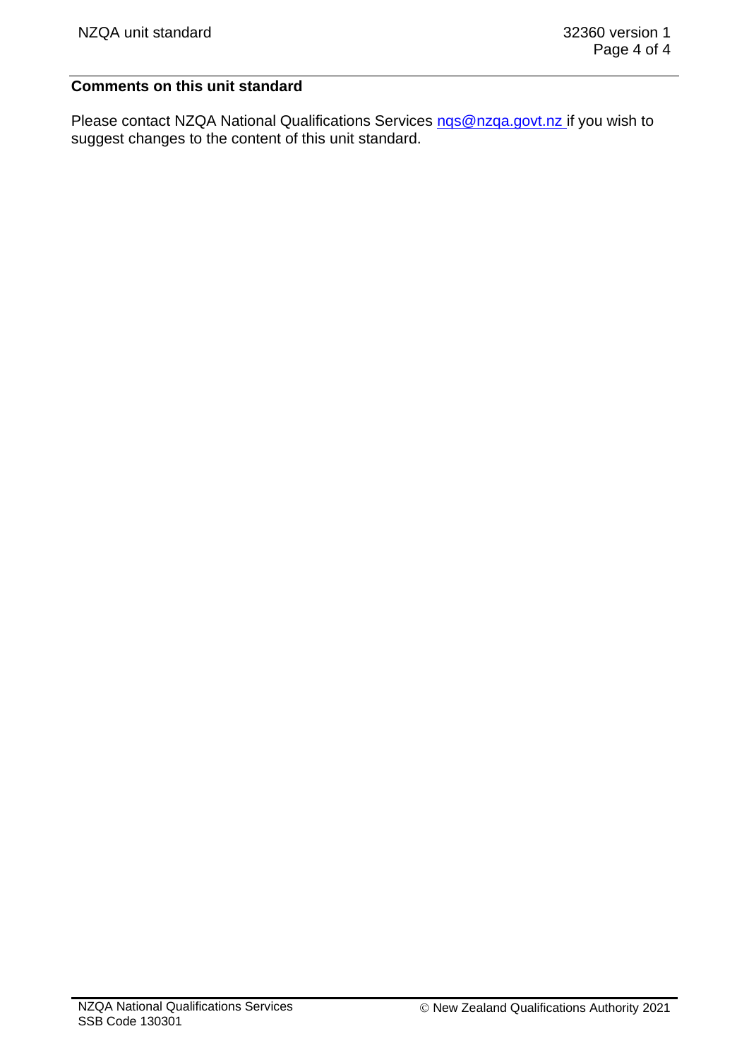## Comments on this unit standard

Please contact NZQA National Qualifications Services nqs@nzqa.govt.nz if you wish to suggest changes to the content of this unit standard.